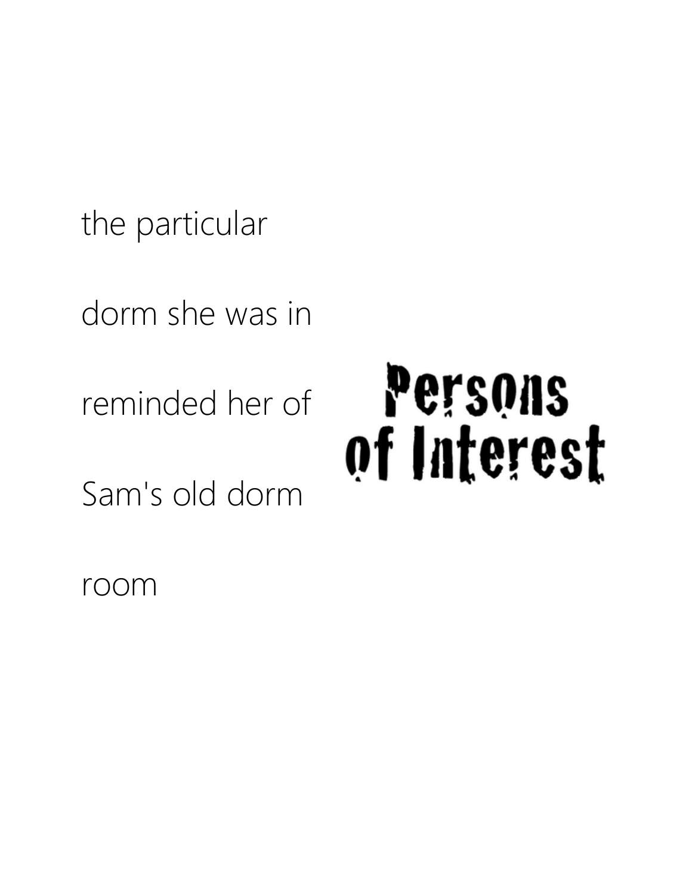the particular

dorm she was in

reminded her of

Sam's old dorm

room

**Persons of Interest**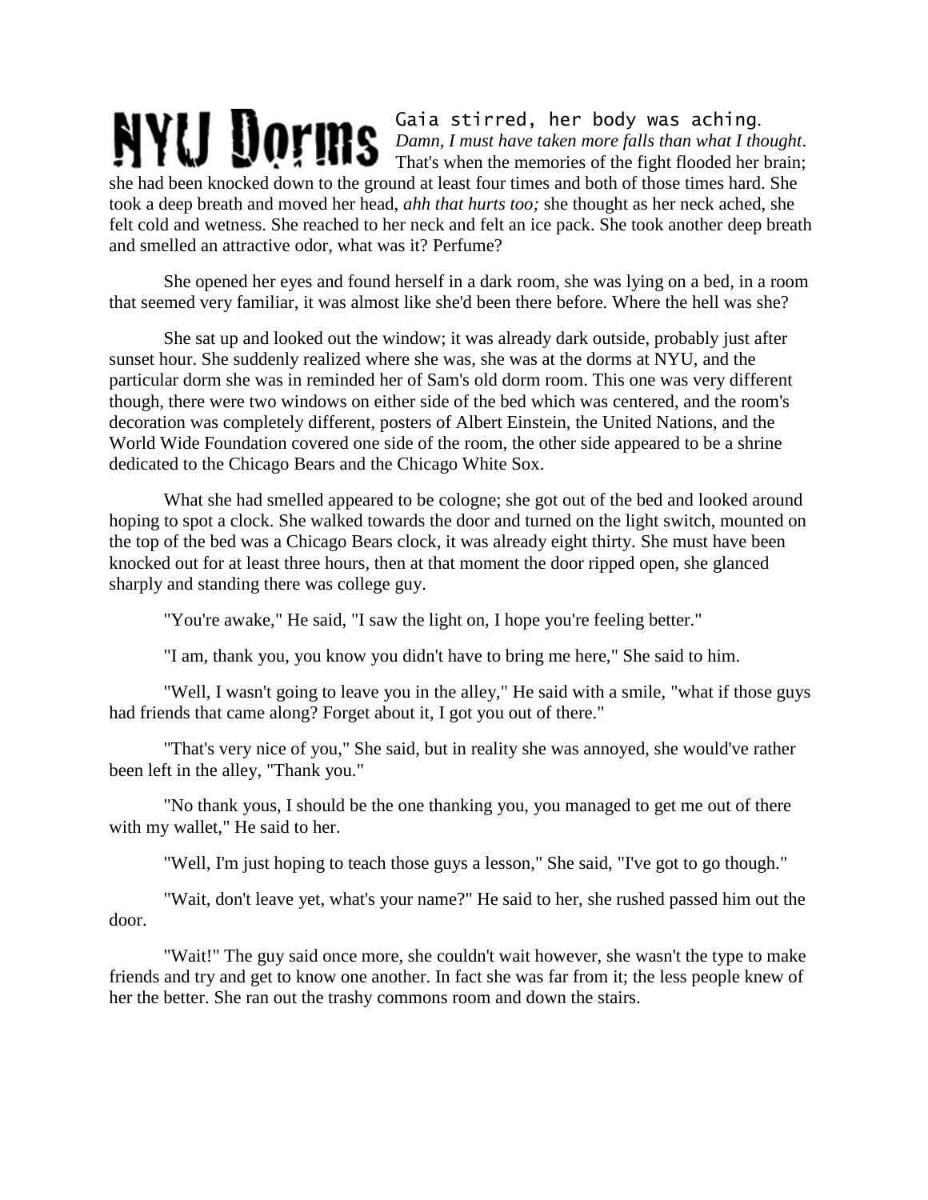# NYU Dorms

Gaia stirred, her body was aching. *Damn, I must have taken more falls than what I thought*. That's when the memories of the fight flooded her brain; she had been knocked down to the ground at least four times and both of those times hard. She took a deep breath and moved her head, *ahh that hurts too;* she thought as her neck ached, she felt cold and wetness. She reached to her neck and felt an ice pack. She took another deep breath and smelled an attractive odor, what was it? Perfume?

She opened her eyes and found herself in a dark room, she was lying on a bed, in a room that seemed very familiar, it was almost like she'd been there before. Where the hell was she?

She sat up and looked out the window; it was already dark outside, probably just after sunset hour. She suddenly realized where she was, she was at the dorms at NYU, and the particular dorm she was in reminded her of Sam's old dorm room. This one was very different though, there were two windows on either side of the bed which was centered, and the room's decoration was completely different, posters of Albert Einstein, the United Nations, and the World Wide Foundation covered one side of the room, the other side appeared to be a shrine dedicated to the Chicago Bears and the Chicago White Sox.

What she had smelled appeared to be cologne; she got out of the bed and looked around hoping to spot a clock. She walked towards the door and turned on the light switch, mounted on the top of the bed was a Chicago Bears clock, it was already eight thirty. She must have been knocked out for at least three hours, then at that moment the door ripped open, she glanced sharply and standing there was college guy.

"You're awake," He said, "I saw the light on, I hope you're feeling better."

"I am, thank you, you know you didn't have to bring me here," She said to him.

"Well, I wasn't going to leave you in the alley," He said with a smile, "what if those guys had friends that came along? Forget about it, I got you out of there."

"That's very nice of you," She said, but in reality she was annoyed, she would've rather been left in the alley, "Thank you."

"No thank yous, I should be the one thanking you, you managed to get me out of there with my wallet," He said to her.

"Well, I'm just hoping to teach those guys a lesson," She said, "I've got to go though."

"Wait, don't leave yet, what's your name?" He said to her, she rushed passed him out the door.

"Wait!" The guy said once more, she couldn't wait however, she wasn't the type to make friends and try and get to know one another. In fact she was far from it; the less people knew of her the better. She ran out the trashy commons room and down the stairs.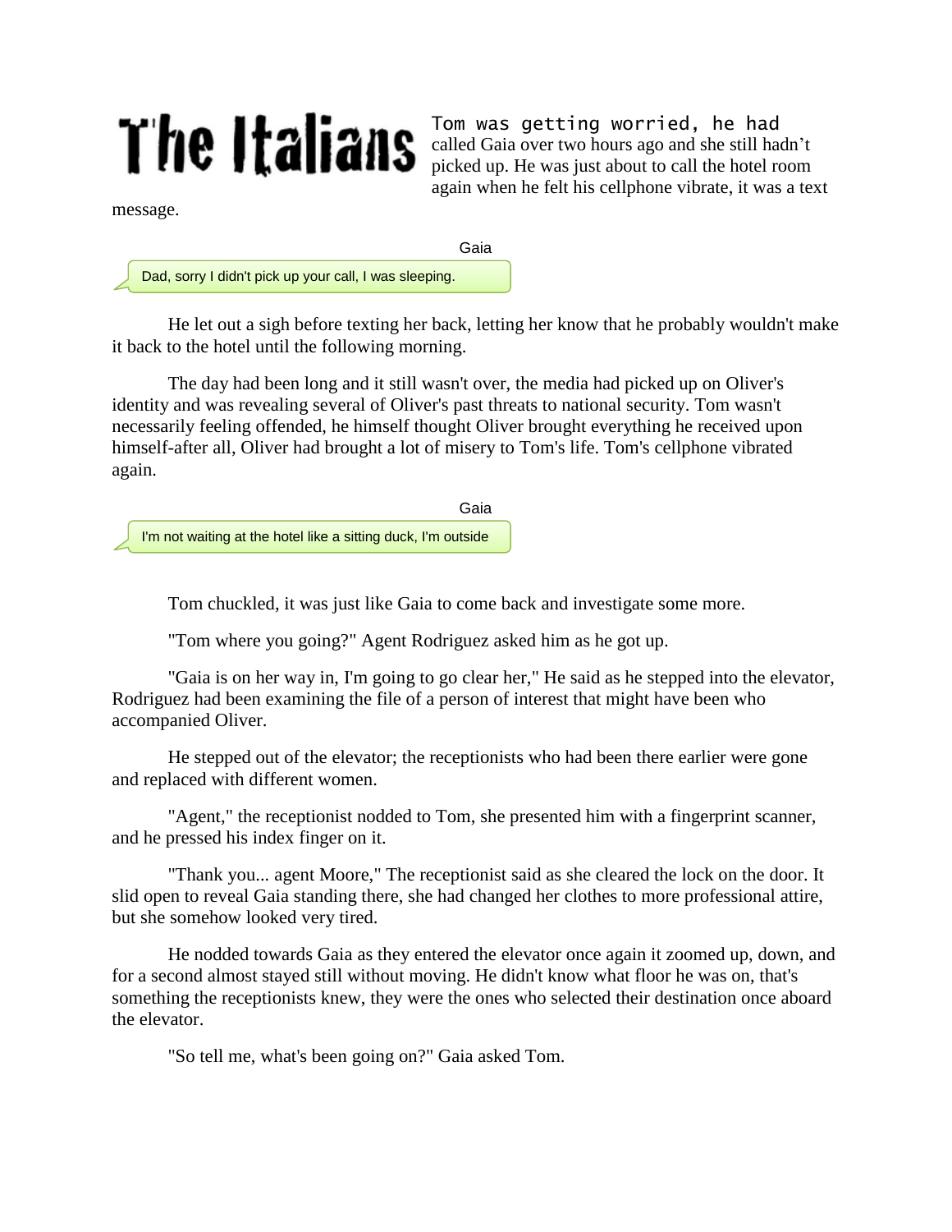# The Italians

Tom was getting worried, he had called Gaia over two hours ago and she still hadn't picked up. He was just about to call the hotel room again when he felt his cellphone vibrate, it was a text message.

Gaia

Dad, sorry I didn't pick up your call, I was sleeping.

He let out a sigh before texting her back, letting her know that he probably wouldn't make it back to the hotel until the following morning.

The day had been long and it still wasn't over, the media had picked up on Oliver's identity and was revealing several of Oliver's past threats to national security. Tom wasn't necessarily feeling offended, he himself thought Oliver brought everything he received upon himself-after all, Oliver had brought a lot of misery to Tom's life. Tom's cellphone vibrated again.

Gaia

I'm not waiting at the hotel like a sitting duck, I'm outside

Tom chuckled, it was just like Gaia to come back and investigate some more.

"Tom where you going?" Agent Rodriguez asked him as he got up.

"Gaia is on her way in, I'm going to go clear her," He said as he stepped into the elevator, Rodriguez had been examining the file of a person of interest that might have been who accompanied Oliver.

He stepped out of the elevator; the receptionists who had been there earlier were gone and replaced with different women.

"Agent," the receptionist nodded to Tom, she presented him with a fingerprint scanner, and he pressed his index finger on it.

"Thank you... agent Moore," The receptionist said as she cleared the lock on the door. It slid open to reveal Gaia standing there, she had changed her clothes to more professional attire, but she somehow looked very tired.

He nodded towards Gaia as they entered the elevator once again it zoomed up, down, and for a second almost stayed still without moving. He didn't know what floor he was on, that's something the receptionists knew, they were the ones who selected their destination once aboard the elevator.

"So tell me, what's been going on?" Gaia asked Tom.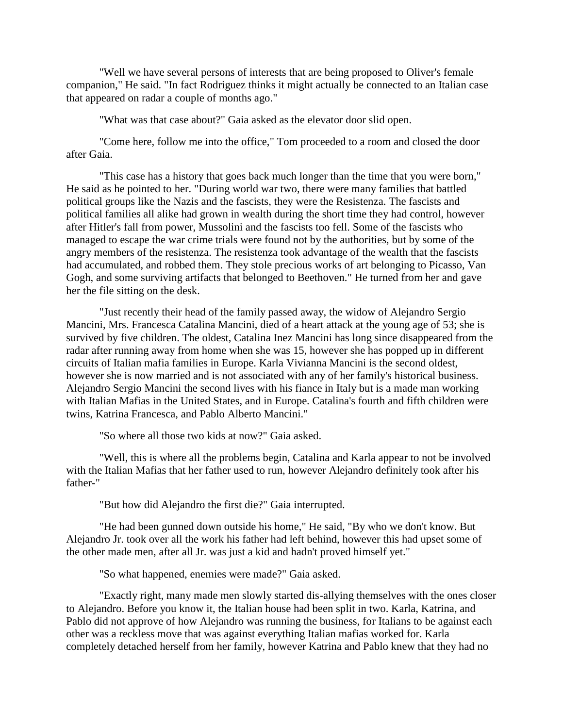"Well we have several persons of interests that are being proposed to Oliver's female companion," He said. "In fact Rodriguez thinks it might actually be connected to an Italian case that appeared on radar a couple of months ago."

"What was that case about?" Gaia asked as the elevator door slid open.

"Come here, follow me into the office," Tom proceeded to a room and closed the door after Gaia.

"This case has a history that goes back much longer than the time that you were born," He said as he pointed to her. "During world war two, there were many families that battled political groups like the Nazis and the fascists, they were the Resistenza. The fascists and political families all alike had grown in wealth during the short time they had control, however after Hitler's fall from power, Mussolini and the fascists too fell. Some of the fascists who managed to escape the war crime trials were found not by the authorities, but by some of the angry members of the resistenza. The resistenza took advantage of the wealth that the fascists had accumulated, and robbed them. They stole precious works of art belonging to Picasso, Van Gogh, and some surviving artifacts that belonged to Beethoven." He turned from her and gave her the file sitting on the desk.

"Just recently their head of the family passed away, the widow of Alejandro Sergio Mancini, Mrs. Francesca Catalina Mancini, died of a heart attack at the young age of 53; she is survived by five children. The oldest, Catalina Inez Mancini has long since disappeared from the radar after running away from home when she was 15, however she has popped up in different circuits of Italian mafia families in Europe. Karla Vivianna Mancini is the second oldest, however she is now married and is not associated with any of her family's historical business. Alejandro Sergio Mancini the second lives with his fiance in Italy but is a made man working with Italian Mafias in the United States, and in Europe. Catalina's fourth and fifth children were twins, Katrina Francesca, and Pablo Alberto Mancini."

"So where all those two kids at now?" Gaia asked.

"Well, this is where all the problems begin, Catalina and Karla appear to not be involved with the Italian Mafias that her father used to run, however Alejandro definitely took after his father-"

"But how did Alejandro the first die?" Gaia interrupted.

"He had been gunned down outside his home," He said, "By who we don't know. But Alejandro Jr. took over all the work his father had left behind, however this had upset some of the other made men, after all Jr. was just a kid and hadn't proved himself yet."

"So what happened, enemies were made?" Gaia asked.

"Exactly right, many made men slowly started dis-allying themselves with the ones closer to Alejandro. Before you know it, the Italian house had been split in two. Karla, Katrina, and Pablo did not approve of how Alejandro was running the business, for Italians to be against each other was a reckless move that was against everything Italian mafias worked for. Karla completely detached herself from her family, however Katrina and Pablo knew that they had no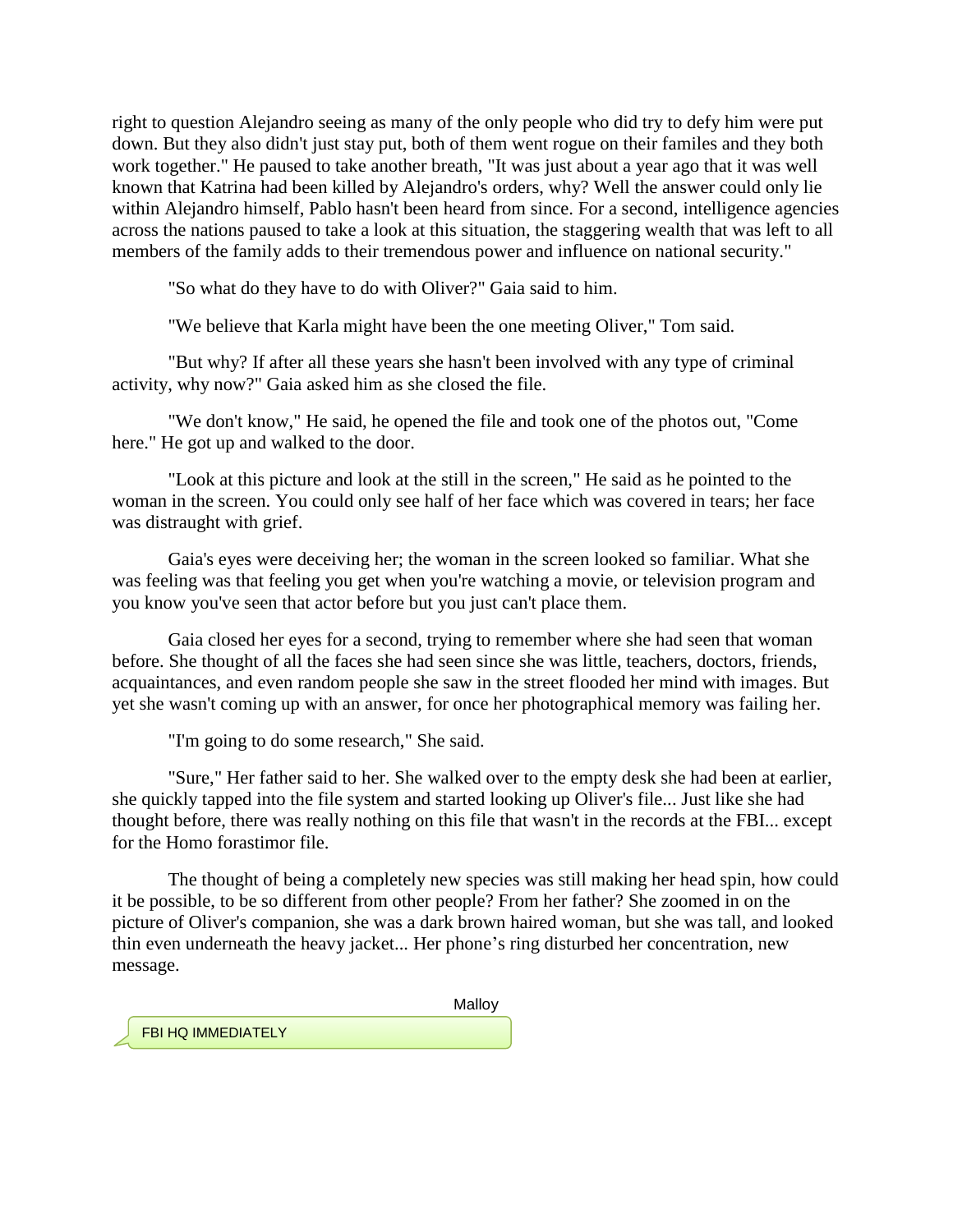right to question Alejandro seeing as many of the only people who did try to defy him were put down. But they also didn't just stay put, both of them went rogue on their familes and they both work together." He paused to take another breath, "It was just about a year ago that it was well known that Katrina had been killed by Alejandro's orders, why? Well the answer could only lie within Alejandro himself, Pablo hasn't been heard from since. For a second, intelligence agencies across the nations paused to take a look at this situation, the staggering wealth that was left to all members of the family adds to their tremendous power and influence on national security."

"So what do they have to do with Oliver?" Gaia said to him.

"We believe that Karla might have been the one meeting Oliver," Tom said.

"But why? If after all these years she hasn't been involved with any type of criminal activity, why now?" Gaia asked him as she closed the file.

"We don't know," He said, he opened the file and took one of the photos out, "Come here." He got up and walked to the door.

"Look at this picture and look at the still in the screen," He said as he pointed to the woman in the screen. You could only see half of her face which was covered in tears; her face was distraught with grief.

Gaia's eyes were deceiving her; the woman in the screen looked so familiar. What she was feeling was that feeling you get when you're watching a movie, or television program and you know you've seen that actor before but you just can't place them.

Gaia closed her eyes for a second, trying to remember where she had seen that woman before. She thought of all the faces she had seen since she was little, teachers, doctors, friends, acquaintances, and even random people she saw in the street flooded her mind with images. But yet she wasn't coming up with an answer, for once her photographical memory was failing her.

"I'm going to do some research," She said.

"Sure," Her father said to her. She walked over to the empty desk she had been at earlier, she quickly tapped into the file system and started looking up Oliver's file... Just like she had thought before, there was really nothing on this file that wasn't in the records at the FBI... except for the Homo forastimor file.

The thought of being a completely new species was still making her head spin, how could it be possible, to be so different from other people? From her father? She zoomed in on the picture of Oliver's companion, she was a dark brown haired woman, but she was tall, and looked thin even underneath the heavy jacket... Her phone's ring disturbed her concentration, new message.

Malloy

FBI HQ IMMEDIATELY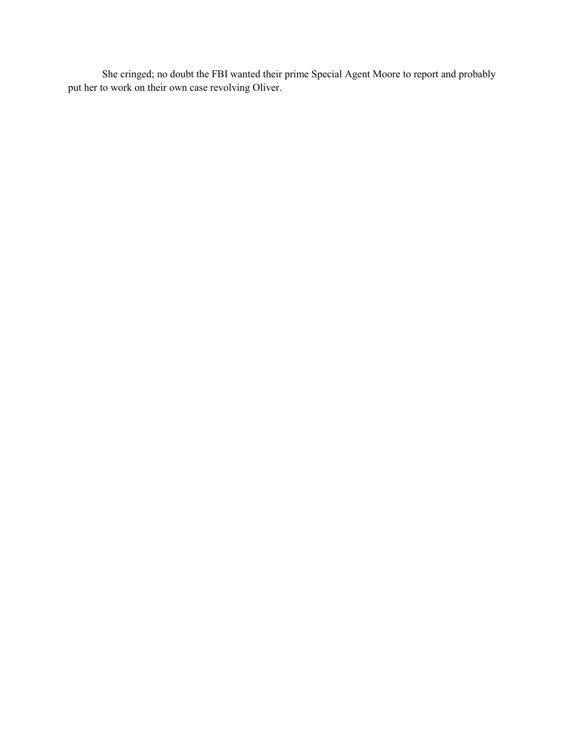She cringed; no doubt the FBI wanted their prime Special Agent Moore to report and probably put her to work on their own case revolving Oliver.